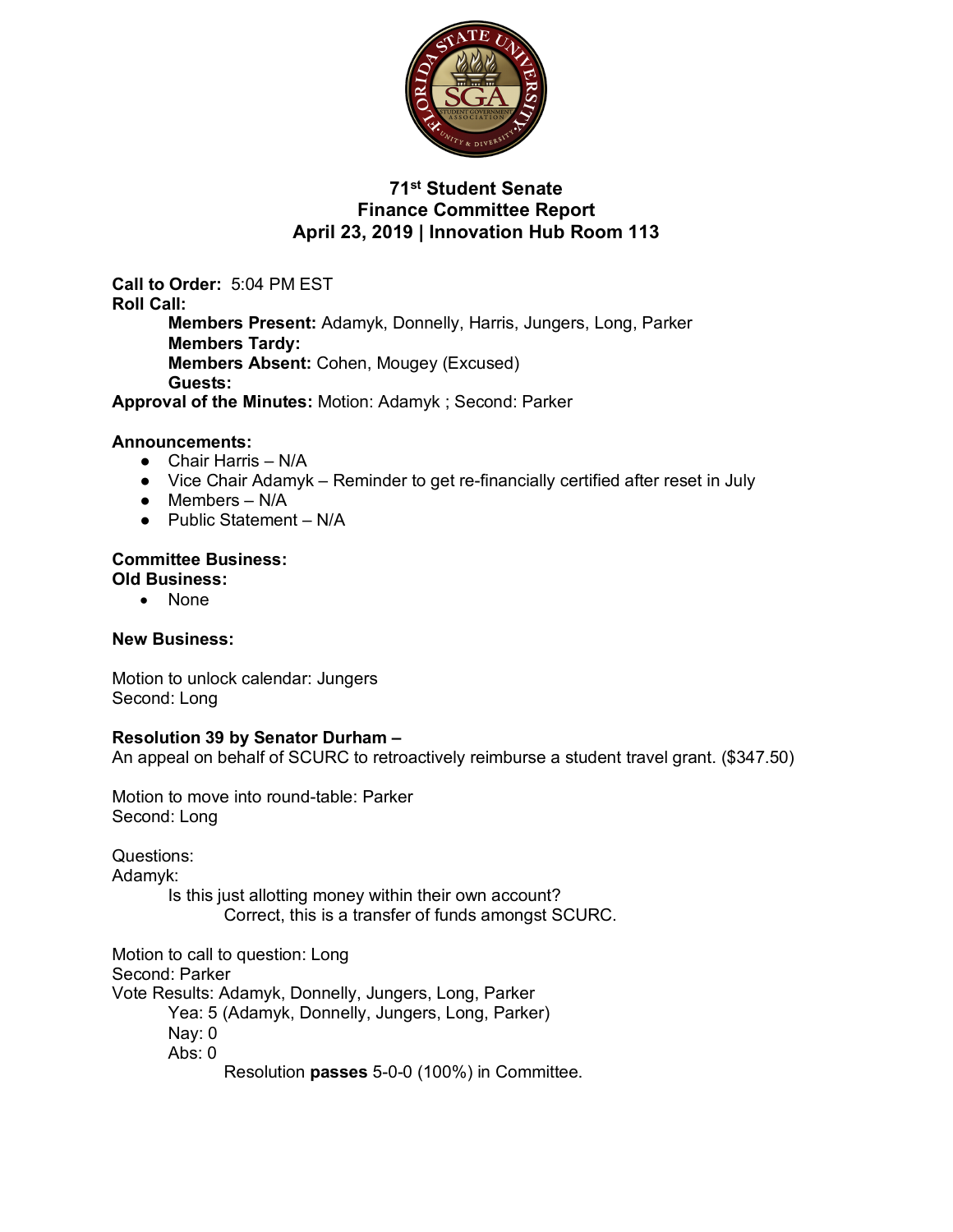# 71st Student Senate
## Finance Committee Report
### April 23, 2019 | Innovation Hub Room 113

**Call to Order:** 5:04 PM EST
**Roll Call:**
- **Members Present:** Adamyk, Donnelly, Harris, Jungers, Long, Parker
- **Members Tardy:**
- **Members Absent:** Cohen, Mougey (Excused)
- **Guests:**

**Approval of the Minutes:** Motion: Adamyk ; Second: Parker

**Announcements:**
- Chair Harris – N/A
- Vice Chair Adamyk – Reminder to get re-financially certified after reset in July
- Members – N/A
- Public Statement – N/A

**Committee Business:**
**Old Business:**
- None

**New Business:**

Motion to unlock calendar: Jungers
Second: Long

**Resolution 39 by Senator Durham –**
An appeal on behalf of SCURC to retroactively reimburse a student travel grant. ($347.50)

Motion to move into round-table: Parker
Second: Long

Questions:
Adamyk:
- Is this just allotting money within their own account?
  - Correct, this is a transfer of funds amongst SCURC.

Motion to call to question: Long
Second: Parker
Vote Results: Adamyk, Donnelly, Jungers, Long, Parker
- Yea: 5 (Adamyk, Donnelly, Jungers, Long, Parker)
- Nay: 0
- Abs: 0
  - Resolution **passes** 5-0-0 (100%) in Committee.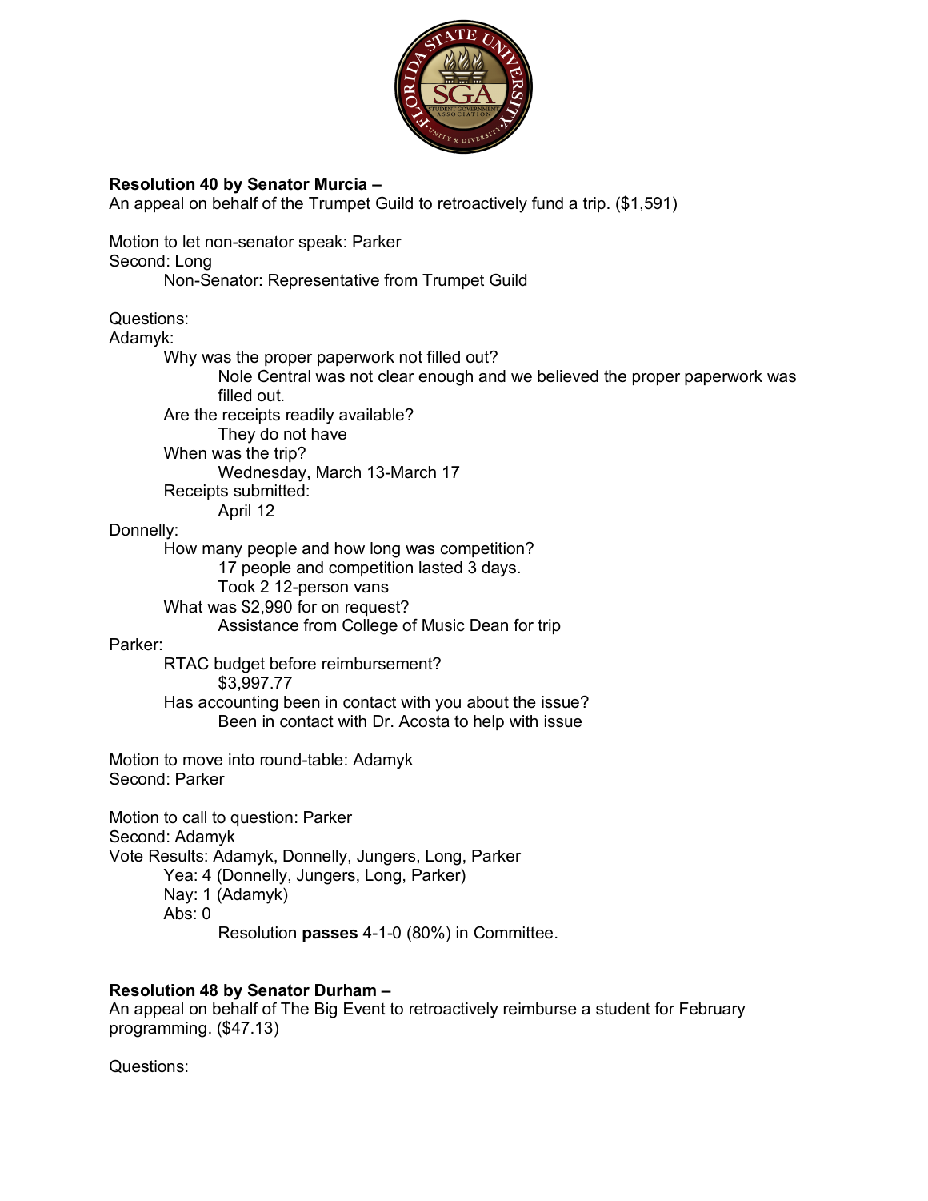**Resolution 40 by Senator Murcia –**
An appeal on behalf of the Trumpet Guild to retroactively fund a trip. ($1,591)

Motion to let non-senator speak: Parker
Second: Long
  Non-Senator: Representative from Trumpet Guild

Questions:
Adamyk:
- Why was the proper paperwork not filled out?
  - Nole Central was not clear enough and we believed the proper paperwork was filled out.
- Are the receipts readily available?
  - They do not have
- When was the trip?
  - Wednesday, March 13-March 17
- Receipts submitted:
  - April 12

Donnelly:
- How many people and how long was competition?
  - 17 people and competition lasted 3 days.
  - Took 2 12-person vans
- What was $2,990 for on request?
  - Assistance from College of Music Dean for trip

Parker:
- RTAC budget before reimbursement?
  - $3,997.77
- Has accounting been in contact with you about the issue?
  - Been in contact with Dr. Acosta to help with issue

Motion to move into round-table: Adamyk
Second: Parker

Motion to call to question: Parker
Second: Adamyk
Vote Results: Adamyk, Donnelly, Jungers, Long, Parker
  Yea: 4 (Donnelly, Jungers, Long, Parker)
  Nay: 1 (Adamyk)
  Abs: 0
    Resolution **passes** 4-1-0 (80%) in Committee.

**Resolution 48 by Senator Durham –**
An appeal on behalf of The Big Event to retroactively reimburse a student for February programming. ($47.13)

Questions: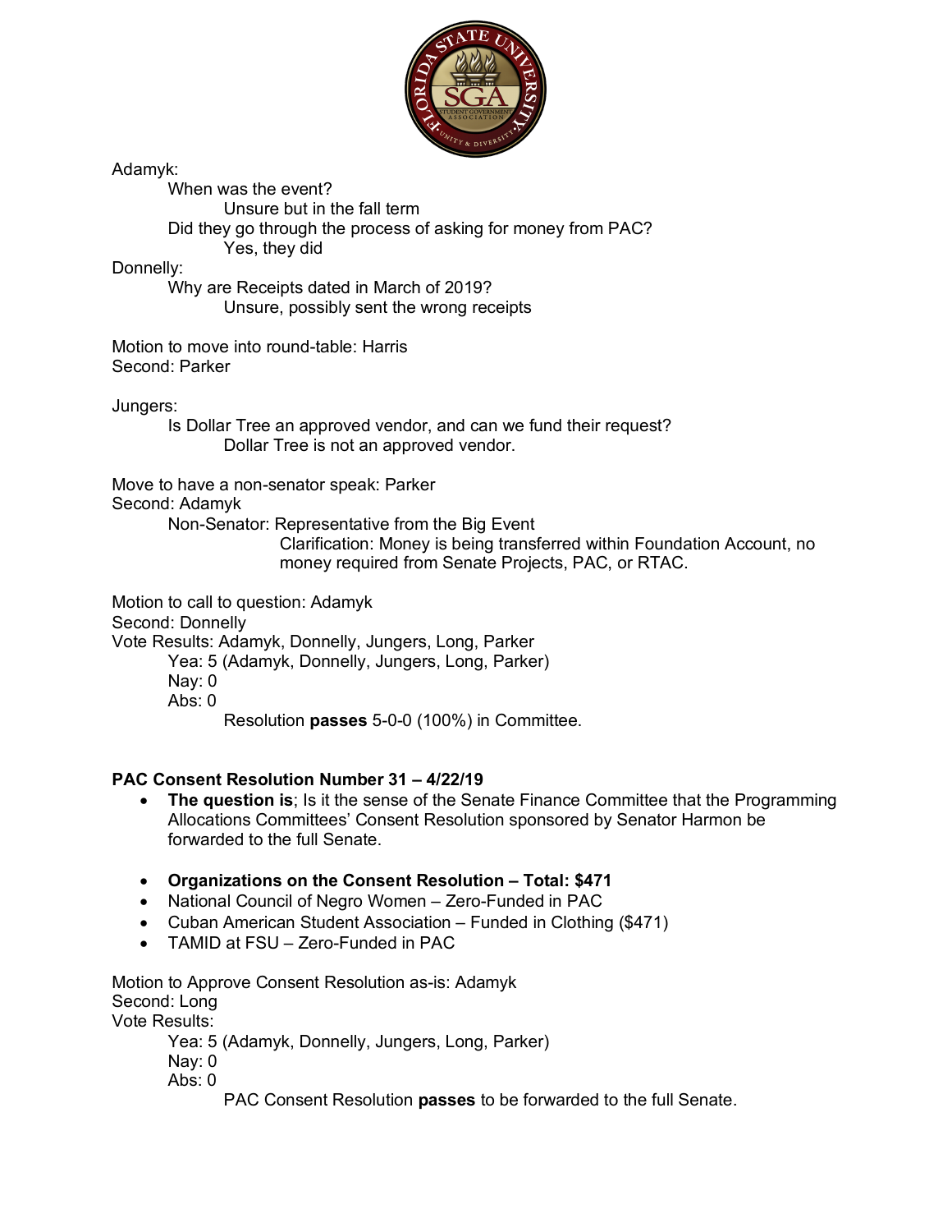Adamyk:

When was the event?

Unsure but in the fall term

Did they go through the process of asking for money from PAC?

Yes, they did

Donnelly:

Why are Receipts dated in March of 2019?

Unsure, possibly sent the wrong receipts

Motion to move into round-table: Harris
Second: Parker

Jungers:

Is Dollar Tree an approved vendor, and can we fund their request?

Dollar Tree is not an approved vendor.

Move to have a non-senator speak: Parker
Second: Adamyk

Non-Senator: Representative from the Big Event

Clarification: Money is being transferred within Foundation Account, no money required from Senate Projects, PAC, or RTAC.

Motion to call to question: Adamyk
Second: Donnelly
Vote Results: Adamyk, Donnelly, Jungers, Long, Parker

Yea: 5 (Adamyk, Donnelly, Jungers, Long, Parker)
Nay: 0
Abs: 0

Resolution **passes** 5-0-0 (100%) in Committee.

**PAC Consent Resolution Number 31 – 4/22/19**

- **The question is**; Is it the sense of the Senate Finance Committee that the Programming Allocations Committees' Consent Resolution sponsored by Senator Harmon be forwarded to the full Senate.

- **Organizations on the Consent Resolution – Total: $471**
- National Council of Negro Women – Zero-Funded in PAC
- Cuban American Student Association – Funded in Clothing ($471)
- TAMID at FSU – Zero-Funded in PAC

Motion to Approve Consent Resolution as-is: Adamyk
Second: Long
Vote Results:

Yea: 5 (Adamyk, Donnelly, Jungers, Long, Parker)
Nay: 0
Abs: 0

PAC Consent Resolution **passes** to be forwarded to the full Senate.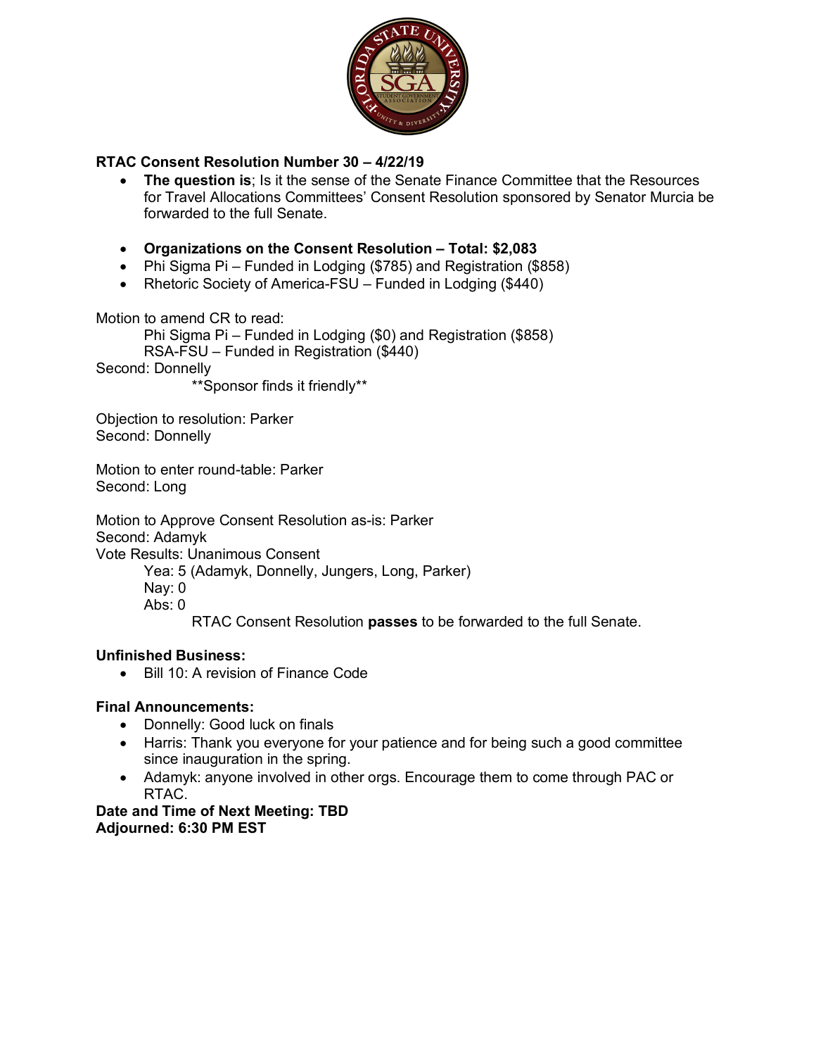**RTAC Consent Resolution Number 30 – 4/22/19**

- **The question is**; Is it the sense of the Senate Finance Committee that the Resources for Travel Allocations Committees' Consent Resolution sponsored by Senator Murcia be forwarded to the full Senate.

- **Organizations on the Consent Resolution – Total: $2,083**
- Phi Sigma Pi – Funded in Lodging ($785) and Registration ($858)
- Rhetoric Society of America-FSU – Funded in Lodging ($440)

Motion to amend CR to read:

Phi Sigma Pi – Funded in Lodging ($0) and Registration ($858)
RSA-FSU – Funded in Registration ($440)

Second: Donnelly

**Sponsor finds it friendly**

Objection to resolution: Parker
Second: Donnelly

Motion to enter round-table: Parker
Second: Long

Motion to Approve Consent Resolution as-is: Parker
Second: Adamyk
Vote Results: Unanimous Consent

Yea: 5 (Adamyk, Donnelly, Jungers, Long, Parker)
Nay: 0
Abs: 0

RTAC Consent Resolution **passes** to be forwarded to the full Senate.

**Unfinished Business:**
- Bill 10: A revision of Finance Code

**Final Announcements:**
- Donnelly: Good luck on finals
- Harris: Thank you everyone for your patience and for being such a good committee since inauguration in the spring.
- Adamyk: anyone involved in other orgs. Encourage them to come through PAC or RTAC.

**Date and Time of Next Meeting: TBD**
**Adjourned: 6:30 PM EST**